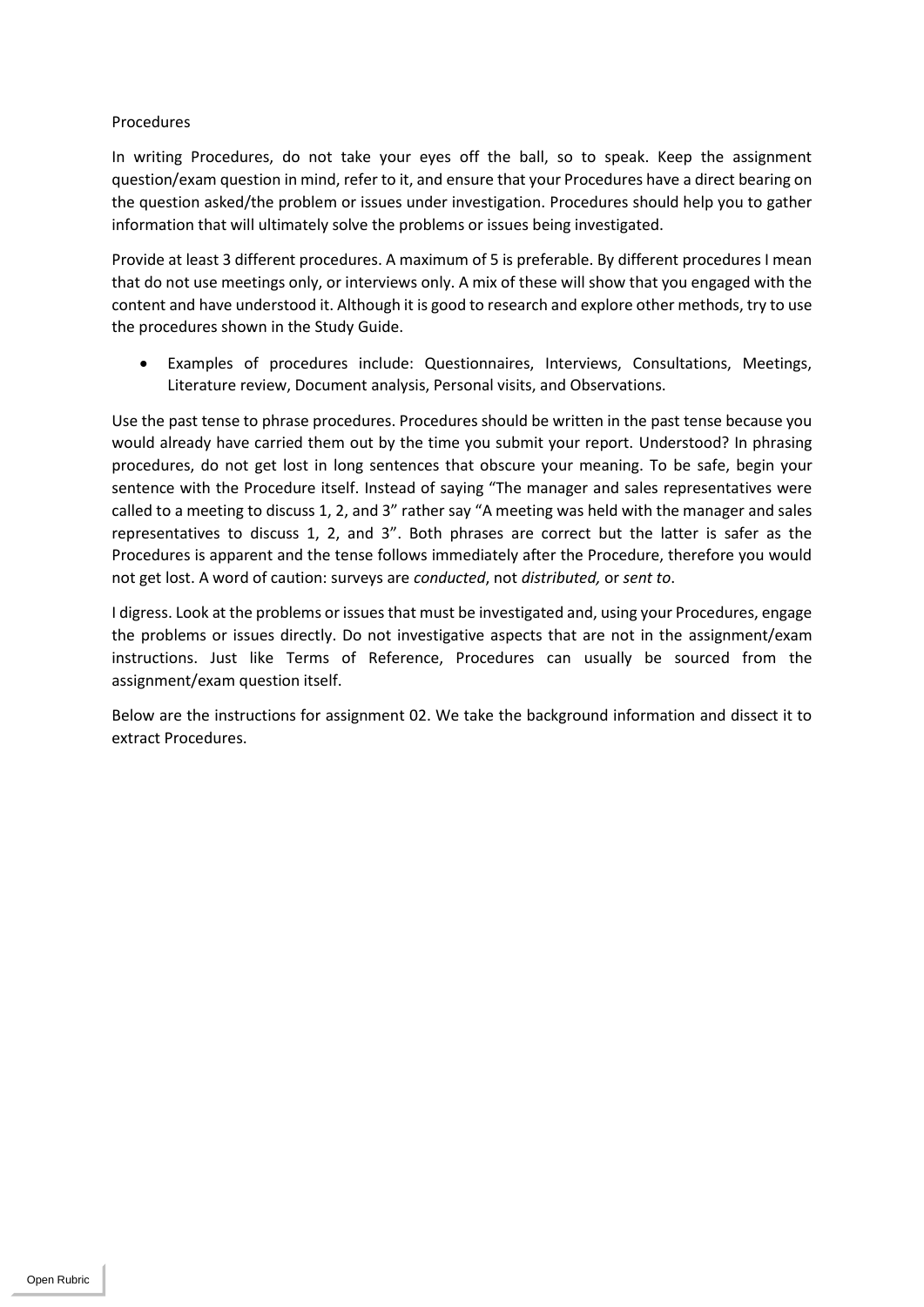## Procedures

In writing Procedures, do not take your eyes off the ball, so to speak. Keep the assignment question/exam question in mind, refer to it, and ensure that your Procedures have a direct bearing on the question asked/the problem or issues under investigation. Procedures should help you to gather information that will ultimately solve the problems or issues being investigated.

Provide at least 3 different procedures. A maximum of 5 is preferable. By different procedures I mean that do not use meetings only, or interviews only. A mix of these will show that you engaged with the content and have understood it. Although it is good to research and explore other methods, try to use the procedures shown in the Study Guide.

- Examples of procedures include: Questionnaires, Interviews, Consultations, Meetings, Literature review, Document analysis, Personal visits, and Observations.

Use the past tense to phrase procedures. Procedures should be written in the past tense because you would already have carried them out by the time you submit your report. Understood? In phrasing procedures, do not get lost in long sentences that obscure your meaning. To be safe, begin your sentence with the Procedure itself. Instead of saying "The manager and sales representatives were called to a meeting to discuss 1, 2, and 3" rather say "A meeting was held with the manager and sales representatives to discuss 1, 2, and 3". Both phrases are correct but the latter is safer as the Procedures is apparent and the tense follows immediately after the Procedure, therefore you would not get lost. A word of caution: surveys are *conducted*, not *distributed,* or *sent to*.

I digress. Look at the problems or issues that must be investigated and, using your Procedures, engage the problems or issues directly. Do not investigative aspects that are not in the assignment/exam instructions. Just like Terms of Reference, Procedures can usually be sourced from the assignment/exam question itself.

Below are the instructions for assignment 02. We take the background information and dissect it to extract Procedures.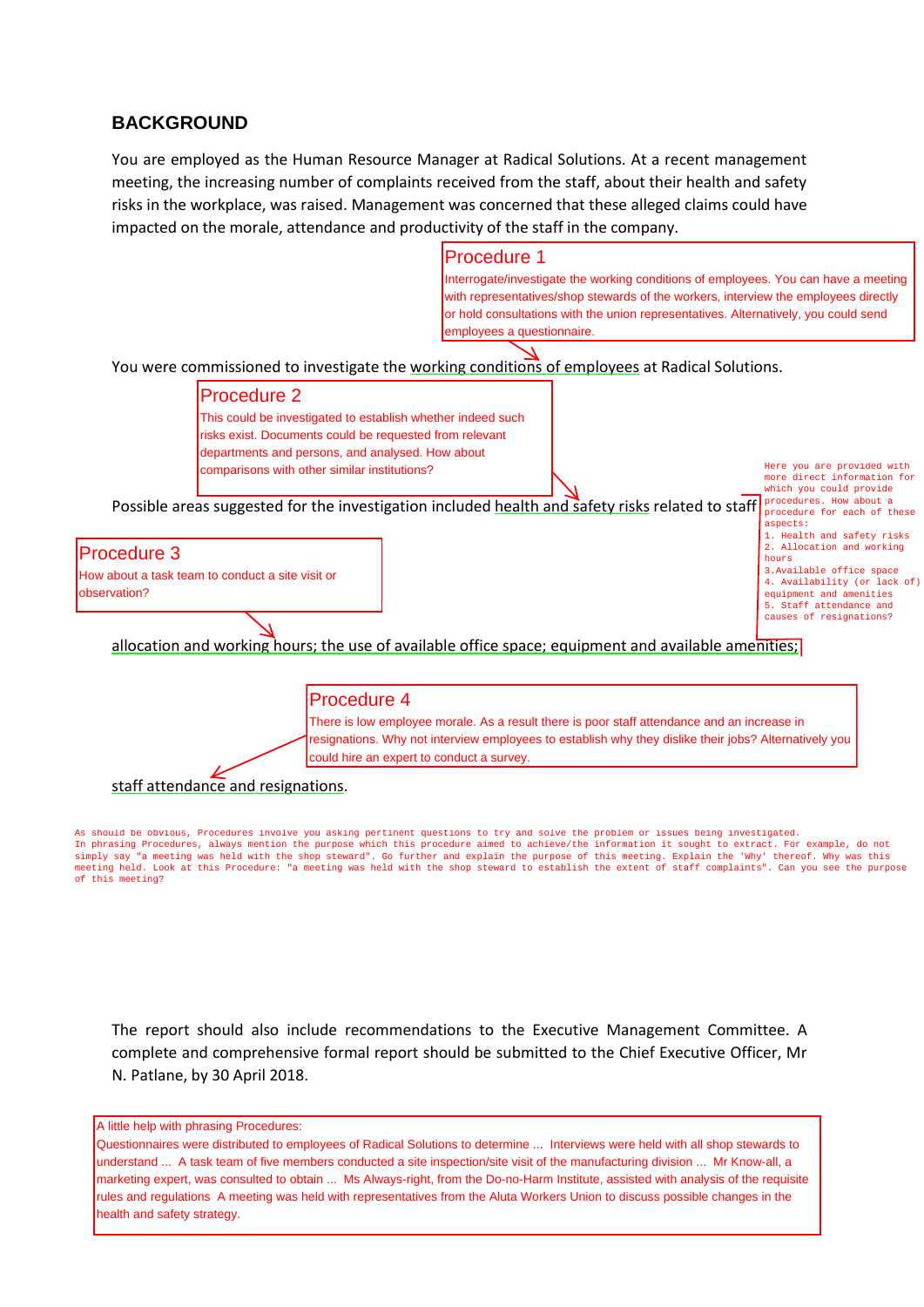## BACKGROUND

You are employed as the Human Resource Manager at Radical Solutions. At a recent management meeting, the increasing number of complaints received from the staff, about their health and safety risks in the workplace, was raised. Management was concerned that these alleged claims could have impacted on the morale, attendance and productivity of the staff in the company.

**Procedure 1**

Interrogate/investigate the working conditions of employees. You can have a meeting with representatives/shop stewards of the workers, interview the employees directly or hold consultations with the union representatives. Alternatively, you could send employees a questionnaire.

You were commissioned to investigate the working conditions of employees at Radical Solutions.

**Procedure 2**

This could be investigated to establish whether indeed such risks exist. Documents could be requested from relevant departments and persons, and analysed. How about comparisons with other similar institutions?

Here you are provided with more direct information for which you could provide procedures. How about a procedure for each of these aspects:
1. Health and safety risks
2. Allocation and working hours
3. Available office space
4. Availability (or lack of) equipment and amenities
5. Staff attendance and causes of resignations?

Possible areas suggested for the investigation included health and safety risks related to staff

**Procedure 3**

How about a task team to conduct a site visit or observation?

allocation and working hours; the use of available office space; equipment and available amenities;

**Procedure 4**

There is low employee morale. As a result there is poor staff attendance and an increase in resignations. Why not interview employees to establish why they dislike their jobs? Alternatively you could hire an expert to conduct a survey.

staff attendance and resignations.

As should be obvious, Procedures involve you asking pertinent questions to try and solve the problem or issues being investigated. In phrasing Procedures, always mention the purpose which this procedure aimed to achieve/the information it sought to extract. For example, do not simply say "a meeting was held with the shop steward". Go further and explain the purpose of this meeting. Explain the 'Why' thereof. Why was this meeting held. Look at this Procedure: "a meeting was held with the shop steward to establish the extent of staff complaints". Can you see the purpose of this meeting?

The report should also include recommendations to the Executive Management Committee. A complete and comprehensive formal report should be submitted to the Chief Executive Officer, Mr N. Patlane, by 30 April 2018.

A little help with phrasing Procedures:
Questionnaires were distributed to employees of Radical Solutions to determine ... Interviews were held with all shop stewards to understand ... A task team of five members conducted a site inspection/site visit of the manufacturing division ... Mr Know-all, a marketing expert, was consulted to obtain ... Ms Always-right, from the Do-no-Harm Institute, assisted with analysis of the requisite rules and regulations A meeting was held with representatives from the Aluta Workers Union to discuss possible changes in the health and safety strategy.